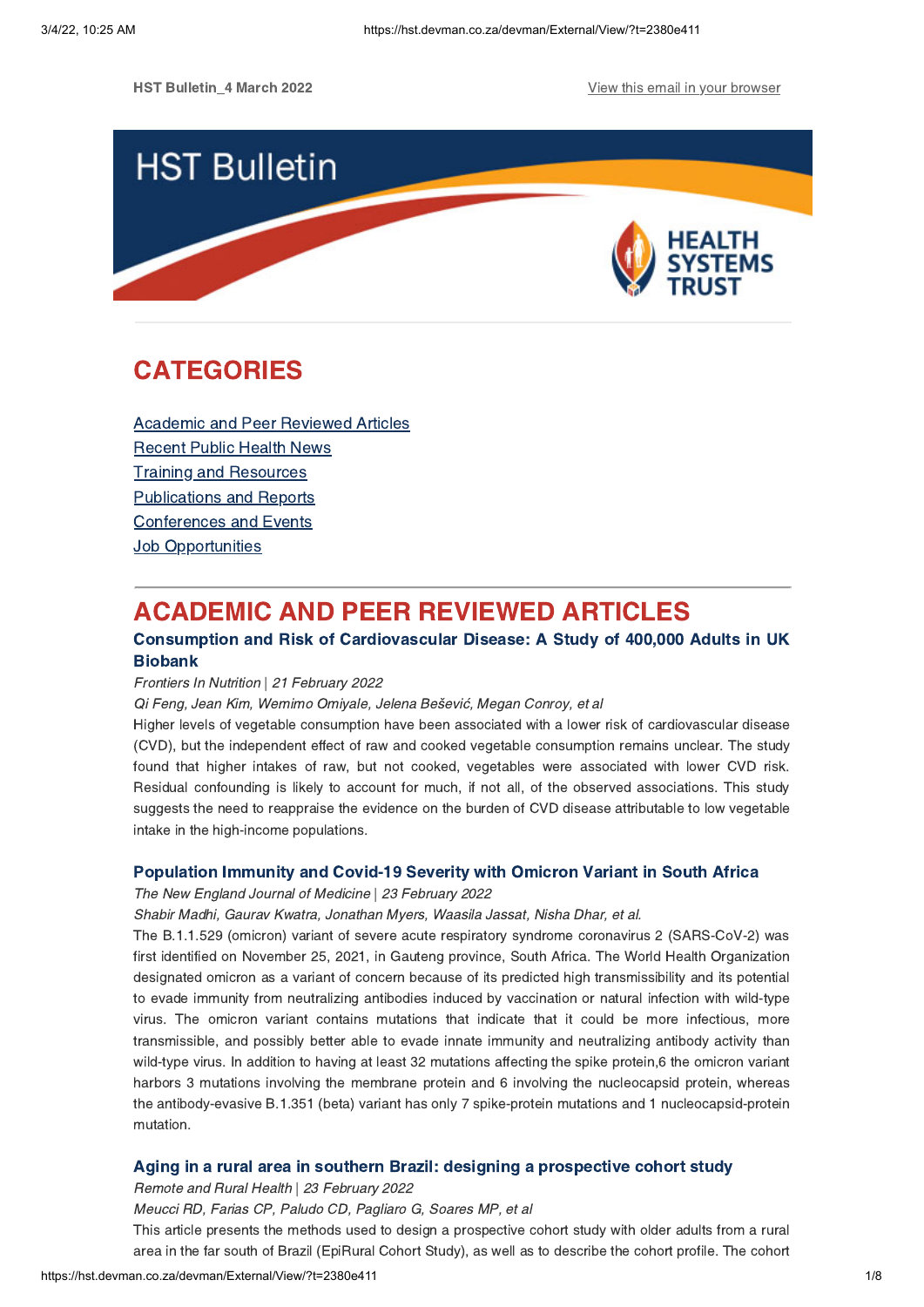HST Bulletin_4 March 2022

View this email in your browser

# HST Bulletin

HEALTH SYSTEMS TRUST

## CATEGORIES

Academic and Peer Reviewed Articles
Recent Public Health News
Training and Resources
Publications and Reports
Conferences and Events
Job Opportunities

## ACADEMIC AND PEER REVIEWED ARTICLES

### Consumption and Risk of Cardiovascular Disease: A Study of 400,000 Adults in UK Biobank

*Frontiers In Nutrition* | *21 February 2022*

*Qi Feng, Jean Kim, Wemimo Omiyale, Jelena Bešević, Megan Conroy, et al*

Higher levels of vegetable consumption have been associated with a lower risk of cardiovascular disease (CVD), but the independent effect of raw and cooked vegetable consumption remains unclear. The study found that higher intakes of raw, but not cooked, vegetables were associated with lower CVD risk. Residual confounding is likely to account for much, if not all, of the observed associations. This study suggests the need to reappraise the evidence on the burden of CVD disease attributable to low vegetable intake in the high-income populations.

### Population Immunity and Covid-19 Severity with Omicron Variant in South Africa

*The New England Journal of Medicine* | *23 February 2022*

*Shabir Madhi, Gaurav Kwatra, Jonathan Myers, Waasila Jassat, Nisha Dhar, et al.*

The B.1.1.529 (omicron) variant of severe acute respiratory syndrome coronavirus 2 (SARS-CoV-2) was first identified on November 25, 2021, in Gauteng province, South Africa. The World Health Organization designated omicron as a variant of concern because of its predicted high transmissibility and its potential to evade immunity from neutralizing antibodies induced by vaccination or natural infection with wild-type virus. The omicron variant contains mutations that indicate that it could be more infectious, more transmissible, and possibly better able to evade innate immunity and neutralizing antibody activity than wild-type virus. In addition to having at least 32 mutations affecting the spike protein,6 the omicron variant harbors 3 mutations involving the membrane protein and 6 involving the nucleocapsid protein, whereas the antibody-evasive B.1.351 (beta) variant has only 7 spike-protein mutations and 1 nucleocapsid-protein mutation.

### Aging in a rural area in southern Brazil: designing a prospective cohort study

*Remote and Rural Health* | *23 February 2022*

*Meucci RD, Farias CP, Paludo CD, Pagliaro G, Soares MP, et al*

This article presents the methods used to design a prospective cohort study with older adults from a rural area in the far south of Brazil (EpiRural Cohort Study), as well as to describe the cohort profile. The cohort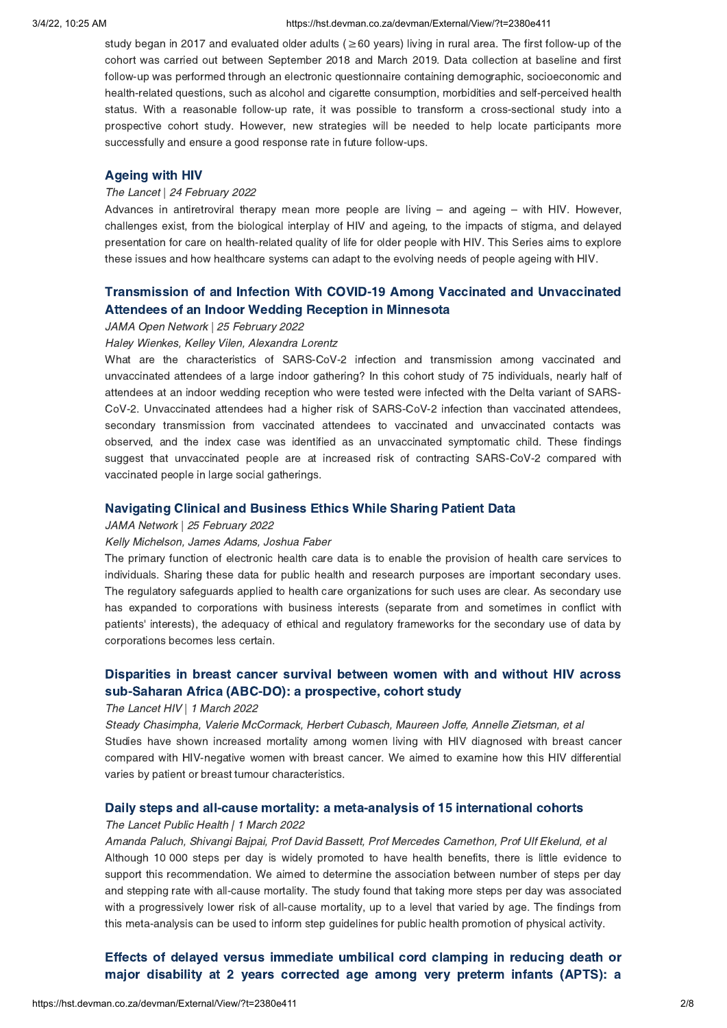study began in 2017 and evaluated older adults (≥60 years) living in rural area. The first follow-up of the cohort was carried out between September 2018 and March 2019. Data collection at baseline and first follow-up was performed through an electronic questionnaire containing demographic, socioeconomic and health-related questions, such as alcohol and cigarette consumption, morbidities and self-perceived health status. With a reasonable follow-up rate, it was possible to transform a cross-sectional study into a prospective cohort study. However, new strategies will be needed to help locate participants more successfully and ensure a good response rate in future follow-ups.

### Ageing with HIV

*The Lancet | 24 February 2022*

Advances in antiretroviral therapy mean more people are living – and ageing – with HIV. However, challenges exist, from the biological interplay of HIV and ageing, to the impacts of stigma, and delayed presentation for care on health-related quality of life for older people with HIV. This Series aims to explore these issues and how healthcare systems can adapt to the evolving needs of people ageing with HIV.

### Transmission of and Infection With COVID-19 Among Vaccinated and Unvaccinated Attendees of an Indoor Wedding Reception in Minnesota

*JAMA Open Network | 25 February 2022*

*Haley Wienkes, Kelley Vilen, Alexandra Lorentz*

What are the characteristics of SARS-CoV-2 infection and transmission among vaccinated and unvaccinated attendees of a large indoor gathering? In this cohort study of 75 individuals, nearly half of attendees at an indoor wedding reception who were tested were infected with the Delta variant of SARS-CoV-2. Unvaccinated attendees had a higher risk of SARS-CoV-2 infection than vaccinated attendees, secondary transmission from vaccinated attendees to vaccinated and unvaccinated contacts was observed, and the index case was identified as an unvaccinated symptomatic child. These findings suggest that unvaccinated people are at increased risk of contracting SARS-CoV-2 compared with vaccinated people in large social gatherings.

### Navigating Clinical and Business Ethics While Sharing Patient Data

*JAMA Network | 25 February 2022*

*Kelly Michelson, James Adams, Joshua Faber*

The primary function of electronic health care data is to enable the provision of health care services to individuals. Sharing these data for public health and research purposes are important secondary uses. The regulatory safeguards applied to health care organizations for such uses are clear. As secondary use has expanded to corporations with business interests (separate from and sometimes in conflict with patients' interests), the adequacy of ethical and regulatory frameworks for the secondary use of data by corporations becomes less certain.

### Disparities in breast cancer survival between women with and without HIV across sub-Saharan Africa (ABC-DO): a prospective, cohort study

*The Lancet HIV | 1 March 2022*

*Steady Chasimpha, Valerie McCormack, Herbert Cubasch, Maureen Joffe, Annelle Zietsman, et al*

Studies have shown increased mortality among women living with HIV diagnosed with breast cancer compared with HIV-negative women with breast cancer. We aimed to examine how this HIV differential varies by patient or breast tumour characteristics.

### Daily steps and all-cause mortality: a meta-analysis of 15 international cohorts

*The Lancet Public Health | 1 March 2022*

*Amanda Paluch, Shivangi Bajpai, Prof David Bassett, Prof Mercedes Carnethon, Prof Ulf Ekelund, et al*

Although 10 000 steps per day is widely promoted to have health benefits, there is little evidence to support this recommendation. We aimed to determine the association between number of steps per day and stepping rate with all-cause mortality. The study found that taking more steps per day was associated with a progressively lower risk of all-cause mortality, up to a level that varied by age. The findings from this meta-analysis can be used to inform step guidelines for public health promotion of physical activity.

### Effects of delayed versus immediate umbilical cord clamping in reducing death or major disability at 2 years corrected age among very preterm infants (APTS): a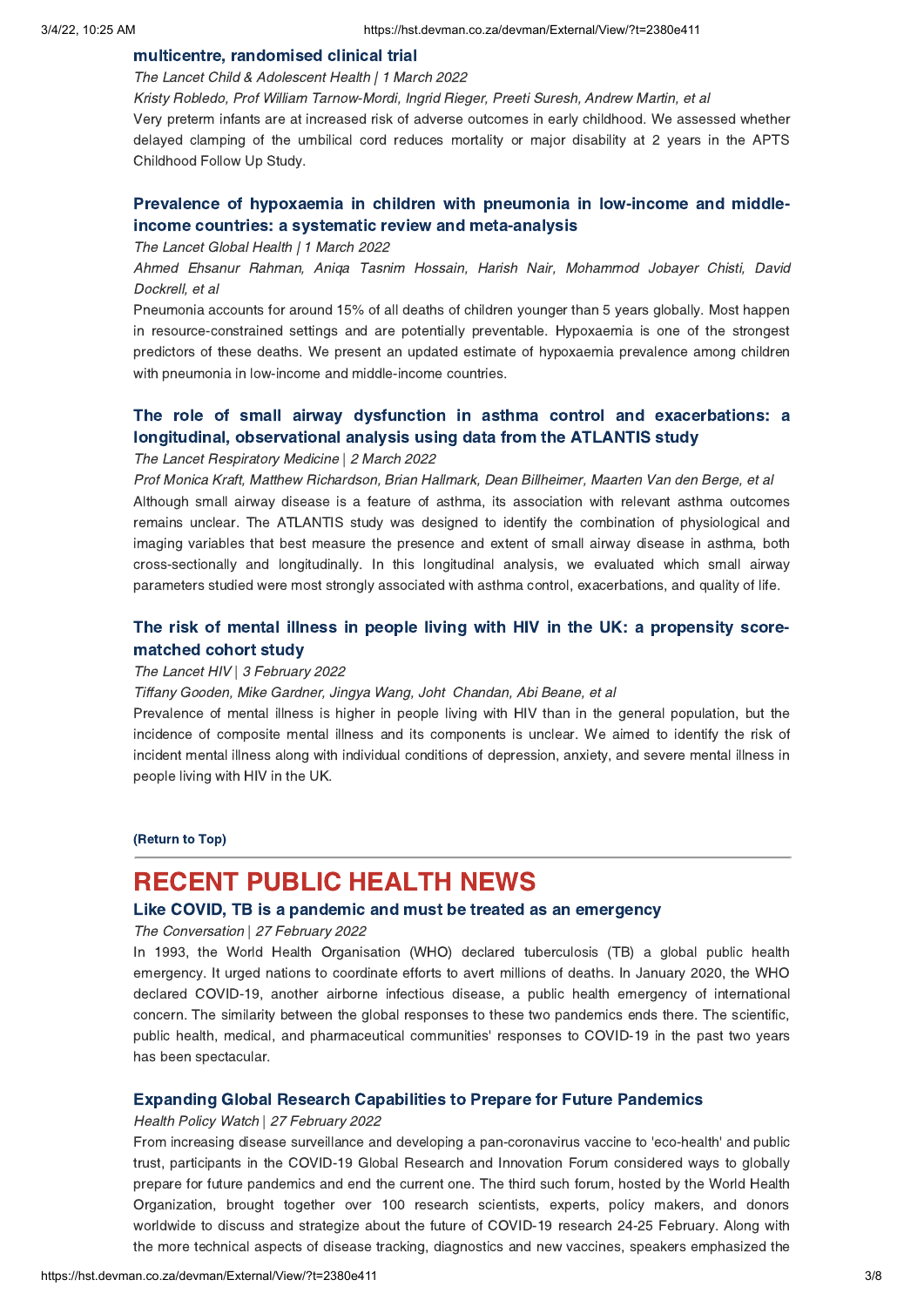### multicentre, randomised clinical trial

*The Lancet Child & Adolescent Health | 1 March 2022*

*Kristy Robledo, Prof William Tarnow-Mordi, Ingrid Rieger, Preeti Suresh, Andrew Martin, et al*

Very preterm infants are at increased risk of adverse outcomes in early childhood. We assessed whether delayed clamping of the umbilical cord reduces mortality or major disability at 2 years in the APTS Childhood Follow Up Study.

### Prevalence of hypoxaemia in children with pneumonia in low-income and middle-income countries: a systematic review and meta-analysis

*The Lancet Global Health | 1 March 2022*

*Ahmed Ehsanur Rahman, Aniqa Tasnim Hossain, Harish Nair, Mohammod Jobayer Chisti, David Dockrell, et al*

Pneumonia accounts for around 15% of all deaths of children younger than 5 years globally. Most happen in resource-constrained settings and are potentially preventable. Hypoxaemia is one of the strongest predictors of these deaths. We present an updated estimate of hypoxaemia prevalence among children with pneumonia in low-income and middle-income countries.

### The role of small airway dysfunction in asthma control and exacerbations: a longitudinal, observational analysis using data from the ATLANTIS study

*The Lancet Respiratory Medicine | 2 March 2022*

*Prof Monica Kraft, Matthew Richardson, Brian Hallmark, Dean Billheimer, Maarten Van den Berge, et al*

Although small airway disease is a feature of asthma, its association with relevant asthma outcomes remains unclear. The ATLANTIS study was designed to identify the combination of physiological and imaging variables that best measure the presence and extent of small airway disease in asthma, both cross-sectionally and longitudinally. In this longitudinal analysis, we evaluated which small airway parameters studied were most strongly associated with asthma control, exacerbations, and quality of life.

### The risk of mental illness in people living with HIV in the UK: a propensity score-matched cohort study

*The Lancet HIV | 3 February 2022*

*Tiffany Gooden, Mike Gardner, Jingya Wang, Joht Chandan, Abi Beane, et al*

Prevalence of mental illness is higher in people living with HIV than in the general population, but the incidence of composite mental illness and its components is unclear. We aimed to identify the risk of incident mental illness along with individual conditions of depression, anxiety, and severe mental illness in people living with HIV in the UK.

**(Return to Top)**

---

# RECENT PUBLIC HEALTH NEWS

### Like COVID, TB is a pandemic and must be treated as an emergency

*The Conversation | 27 February 2022*

In 1993, the World Health Organisation (WHO) declared tuberculosis (TB) a global public health emergency. It urged nations to coordinate efforts to avert millions of deaths. In January 2020, the WHO declared COVID-19, another airborne infectious disease, a public health emergency of international concern. The similarity between the global responses to these two pandemics ends there. The scientific, public health, medical, and pharmaceutical communities' responses to COVID-19 in the past two years has been spectacular.

### Expanding Global Research Capabilities to Prepare for Future Pandemics

*Health Policy Watch | 27 February 2022*

From increasing disease surveillance and developing a pan-coronavirus vaccine to 'eco-health' and public trust, participants in the COVID-19 Global Research and Innovation Forum considered ways to globally prepare for future pandemics and end the current one. The third such forum, hosted by the World Health Organization, brought together over 100 research scientists, experts, policy makers, and donors worldwide to discuss and strategize about the future of COVID-19 research 24-25 February. Along with the more technical aspects of disease tracking, diagnostics and new vaccines, speakers emphasized the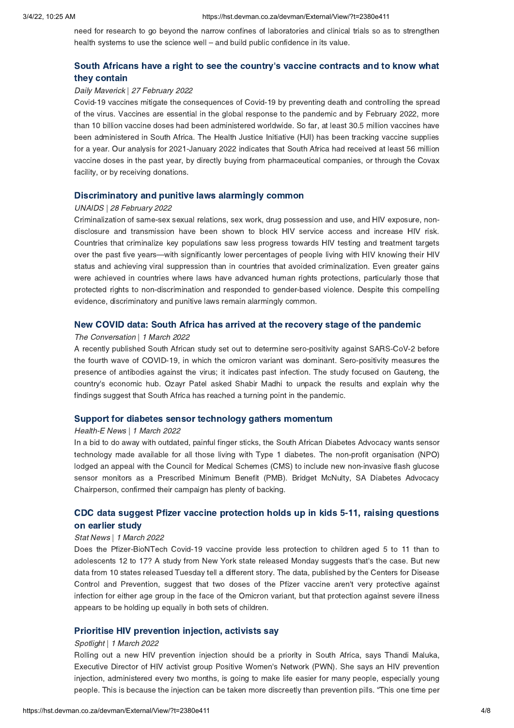need for research to go beyond the narrow confines of laboratories and clinical trials so as to strengthen health systems to use the science well – and build public confidence in its value.

### South Africans have a right to see the country's vaccine contracts and to know what they contain

*Daily Maverick* | *27 February 2022*

Covid-19 vaccines mitigate the consequences of Covid-19 by preventing death and controlling the spread of the virus. Vaccines are essential in the global response to the pandemic and by February 2022, more than 10 billion vaccine doses had been administered worldwide. So far, at least 30.5 million vaccines have been administered in South Africa. The Health Justice Initiative (HJI) has been tracking vaccine supplies for a year. Our analysis for 2021-January 2022 indicates that South Africa had received at least 56 million vaccine doses in the past year, by directly buying from pharmaceutical companies, or through the Covax facility, or by receiving donations.

### Discriminatory and punitive laws alarmingly common

*UNAIDS* | *28 February 2022*

Criminalization of same-sex sexual relations, sex work, drug possession and use, and HIV exposure, non-disclosure and transmission have been shown to block HIV service access and increase HIV risk. Countries that criminalize key populations saw less progress towards HIV testing and treatment targets over the past five years—with significantly lower percentages of people living with HIV knowing their HIV status and achieving viral suppression than in countries that avoided criminalization. Even greater gains were achieved in countries where laws have advanced human rights protections, particularly those that protected rights to non-discrimination and responded to gender-based violence. Despite this compelling evidence, discriminatory and punitive laws remain alarmingly common.

### New COVID data: South Africa has arrived at the recovery stage of the pandemic

*The Conversation* | *1 March 2022*

A recently published South African study set out to determine sero-positivity against SARS-CoV-2 before the fourth wave of COVID-19, in which the omicron variant was dominant. Sero-positivity measures the presence of antibodies against the virus; it indicates past infection. The study focused on Gauteng, the country's economic hub. Ozayr Patel asked Shabir Madhi to unpack the results and explain why the findings suggest that South Africa has reached a turning point in the pandemic.

### Support for diabetes sensor technology gathers momentum

*Health-E News* | *1 March 2022*

In a bid to do away with outdated, painful finger sticks, the South African Diabetes Advocacy wants sensor technology made available for all those living with Type 1 diabetes. The non-profit organisation (NPO) lodged an appeal with the Council for Medical Schemes (CMS) to include new non-invasive flash glucose sensor monitors as a Prescribed Minimum Benefit (PMB). Bridget McNulty, SA Diabetes Advocacy Chairperson, confirmed their campaign has plenty of backing.

### CDC data suggest Pfizer vaccine protection holds up in kids 5-11, raising questions on earlier study

*Stat News* | *1 March 2022*

Does the Pfizer-BioNTech Covid-19 vaccine provide less protection to children aged 5 to 11 than to adolescents 12 to 17? A study from New York state released Monday suggests that's the case. But new data from 10 states released Tuesday tell a different story. The data, published by the Centers for Disease Control and Prevention, suggest that two doses of the Pfizer vaccine aren't very protective against infection for either age group in the face of the Omicron variant, but that protection against severe illness appears to be holding up equally in both sets of children.

### Prioritise HIV prevention injection, activists say

*Spotlight* | *1 March 2022*

Rolling out a new HIV prevention injection should be a priority in South Africa, says Thandi Maluka, Executive Director of HIV activist group Positive Women's Network (PWN). She says an HIV prevention injection, administered every two months, is going to make life easier for many people, especially young people. This is because the injection can be taken more discreetly than prevention pills. "This one time per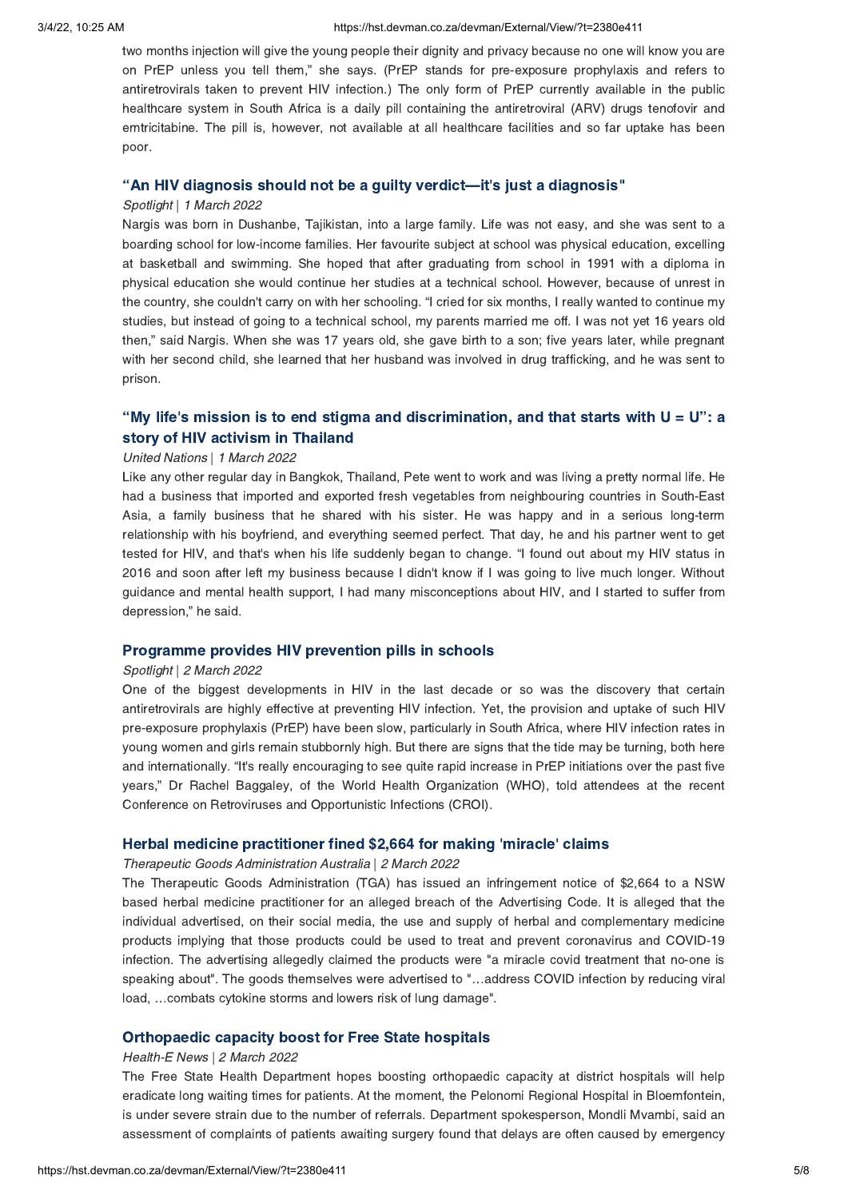two months injection will give the young people their dignity and privacy because no one will know you are on PrEP unless you tell them," she says. (PrEP stands for pre-exposure prophylaxis and refers to antiretrovirals taken to prevent HIV infection.) The only form of PrEP currently available in the public healthcare system in South Africa is a daily pill containing the antiretroviral (ARV) drugs tenofovir and emtricitabine. The pill is, however, not available at all healthcare facilities and so far uptake has been poor.

### "An HIV diagnosis should not be a guilty verdict—it's just a diagnosis"

*Spotlight | 1 March 2022*

Nargis was born in Dushanbe, Tajikistan, into a large family. Life was not easy, and she was sent to a boarding school for low-income families. Her favourite subject at school was physical education, excelling at basketball and swimming. She hoped that after graduating from school in 1991 with a diploma in physical education she would continue her studies at a technical school. However, because of unrest in the country, she couldn't carry on with her schooling. "I cried for six months, I really wanted to continue my studies, but instead of going to a technical school, my parents married me off. I was not yet 16 years old then," said Nargis. When she was 17 years old, she gave birth to a son; five years later, while pregnant with her second child, she learned that her husband was involved in drug trafficking, and he was sent to prison.

### "My life's mission is to end stigma and discrimination, and that starts with U = U": a story of HIV activism in Thailand

*United Nations | 1 March 2022*

Like any other regular day in Bangkok, Thailand, Pete went to work and was living a pretty normal life. He had a business that imported and exported fresh vegetables from neighbouring countries in South-East Asia, a family business that he shared with his sister. He was happy and in a serious long-term relationship with his boyfriend, and everything seemed perfect. That day, he and his partner went to get tested for HIV, and that's when his life suddenly began to change. "I found out about my HIV status in 2016 and soon after left my business because I didn't know if I was going to live much longer. Without guidance and mental health support, I had many misconceptions about HIV, and I started to suffer from depression," he said.

### Programme provides HIV prevention pills in schools

*Spotlight | 2 March 2022*

One of the biggest developments in HIV in the last decade or so was the discovery that certain antiretrovirals are highly effective at preventing HIV infection. Yet, the provision and uptake of such HIV pre-exposure prophylaxis (PrEP) have been slow, particularly in South Africa, where HIV infection rates in young women and girls remain stubbornly high. But there are signs that the tide may be turning, both here and internationally. "It's really encouraging to see quite rapid increase in PrEP initiations over the past five years," Dr Rachel Baggaley, of the World Health Organization (WHO), told attendees at the recent Conference on Retroviruses and Opportunistic Infections (CROI).

### Herbal medicine practitioner fined $2,664 for making 'miracle' claims

*Therapeutic Goods Administration Australia | 2 March 2022*

The Therapeutic Goods Administration (TGA) has issued an infringement notice of $2,664 to a NSW based herbal medicine practitioner for an alleged breach of the Advertising Code. It is alleged that the individual advertised, on their social media, the use and supply of herbal and complementary medicine products implying that those products could be used to treat and prevent coronavirus and COVID-19 infection. The advertising allegedly claimed the products were "a miracle covid treatment that no-one is speaking about". The goods themselves were advertised to "…address COVID infection by reducing viral load, …combats cytokine storms and lowers risk of lung damage".

### Orthopaedic capacity boost for Free State hospitals

*Health-E News | 2 March 2022*

The Free State Health Department hopes boosting orthopaedic capacity at district hospitals will help eradicate long waiting times for patients. At the moment, the Pelonomi Regional Hospital in Bloemfontein, is under severe strain due to the number of referrals. Department spokesperson, Mondli Mvambi, said an assessment of complaints of patients awaiting surgery found that delays are often caused by emergency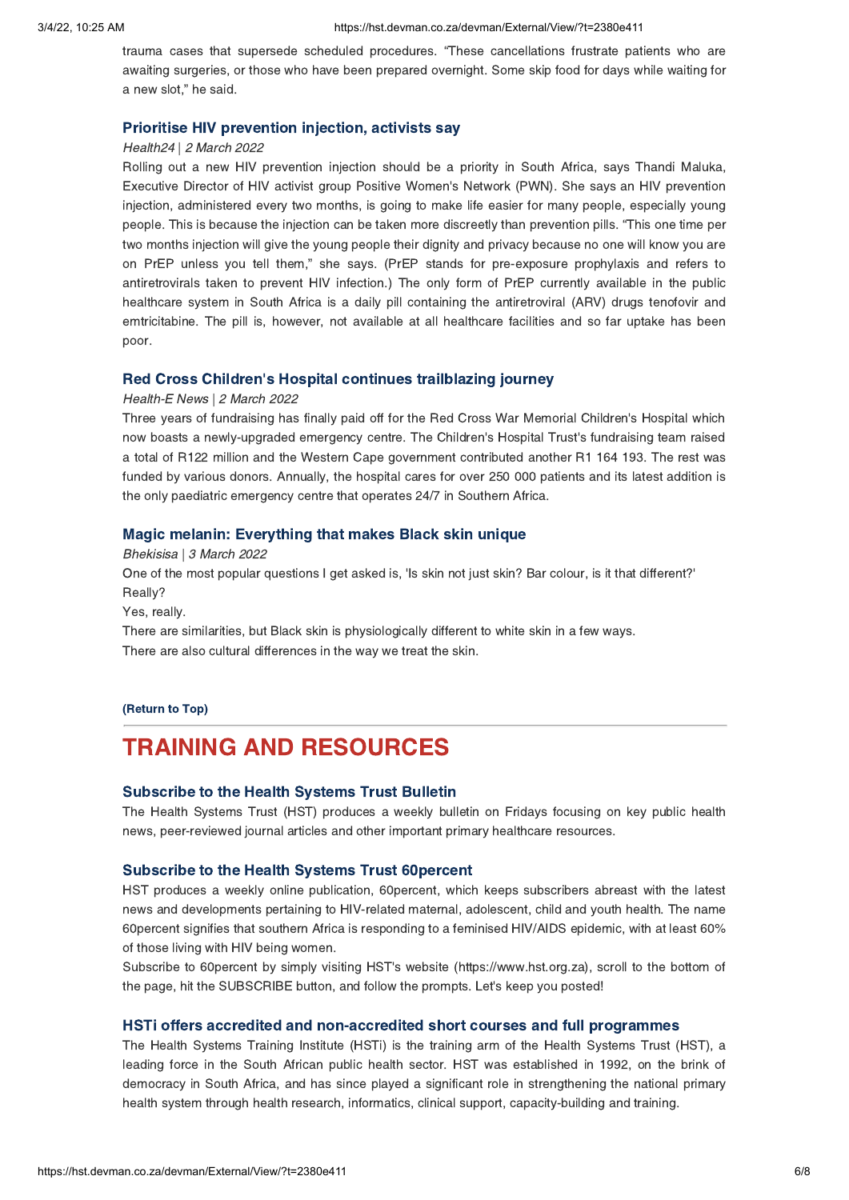trauma cases that supersede scheduled procedures. "These cancellations frustrate patients who are awaiting surgeries, or those who have been prepared overnight. Some skip food for days while waiting for a new slot," he said.

### Prioritise HIV prevention injection, activists say

*Health24 | 2 March 2022*

Rolling out a new HIV prevention injection should be a priority in South Africa, says Thandi Maluka, Executive Director of HIV activist group Positive Women's Network (PWN). She says an HIV prevention injection, administered every two months, is going to make life easier for many people, especially young people. This is because the injection can be taken more discreetly than prevention pills. "This one time per two months injection will give the young people their dignity and privacy because no one will know you are on PrEP unless you tell them," she says. (PrEP stands for pre-exposure prophylaxis and refers to antiretrovirals taken to prevent HIV infection.) The only form of PrEP currently available in the public healthcare system in South Africa is a daily pill containing the antiretroviral (ARV) drugs tenofovir and emtricitabine. The pill is, however, not available at all healthcare facilities and so far uptake has been poor.

### Red Cross Children's Hospital continues trailblazing journey

*Health-E News | 2 March 2022*

Three years of fundraising has finally paid off for the Red Cross War Memorial Children's Hospital which now boasts a newly-upgraded emergency centre. The Children's Hospital Trust's fundraising team raised a total of R122 million and the Western Cape government contributed another R1 164 193. The rest was funded by various donors. Annually, the hospital cares for over 250 000 patients and its latest addition is the only paediatric emergency centre that operates 24/7 in Southern Africa.

### Magic melanin: Everything that makes Black skin unique

*Bhekisisa | 3 March 2022*

One of the most popular questions I get asked is, 'Is skin not just skin? Bar colour, is it that different?' Really?

Yes, really.

There are similarities, but Black skin is physiologically different to white skin in a few ways.

There are also cultural differences in the way we treat the skin.

**(Return to Top)**

---

# TRAINING AND RESOURCES

### Subscribe to the Health Systems Trust Bulletin

The Health Systems Trust (HST) produces a weekly bulletin on Fridays focusing on key public health news, peer-reviewed journal articles and other important primary healthcare resources.

### Subscribe to the Health Systems Trust 60percent

HST produces a weekly online publication, 60percent, which keeps subscribers abreast with the latest news and developments pertaining to HIV-related maternal, adolescent, child and youth health. The name 60percent signifies that southern Africa is responding to a feminised HIV/AIDS epidemic, with at least 60% of those living with HIV being women.

Subscribe to 60percent by simply visiting HST's website (https://www.hst.org.za), scroll to the bottom of the page, hit the SUBSCRIBE button, and follow the prompts. Let's keep you posted!

### HSTi offers accredited and non-accredited short courses and full programmes

The Health Systems Training Institute (HSTi) is the training arm of the Health Systems Trust (HST), a leading force in the South African public health sector. HST was established in 1992, on the brink of democracy in South Africa, and has since played a significant role in strengthening the national primary health system through health research, informatics, clinical support, capacity-building and training.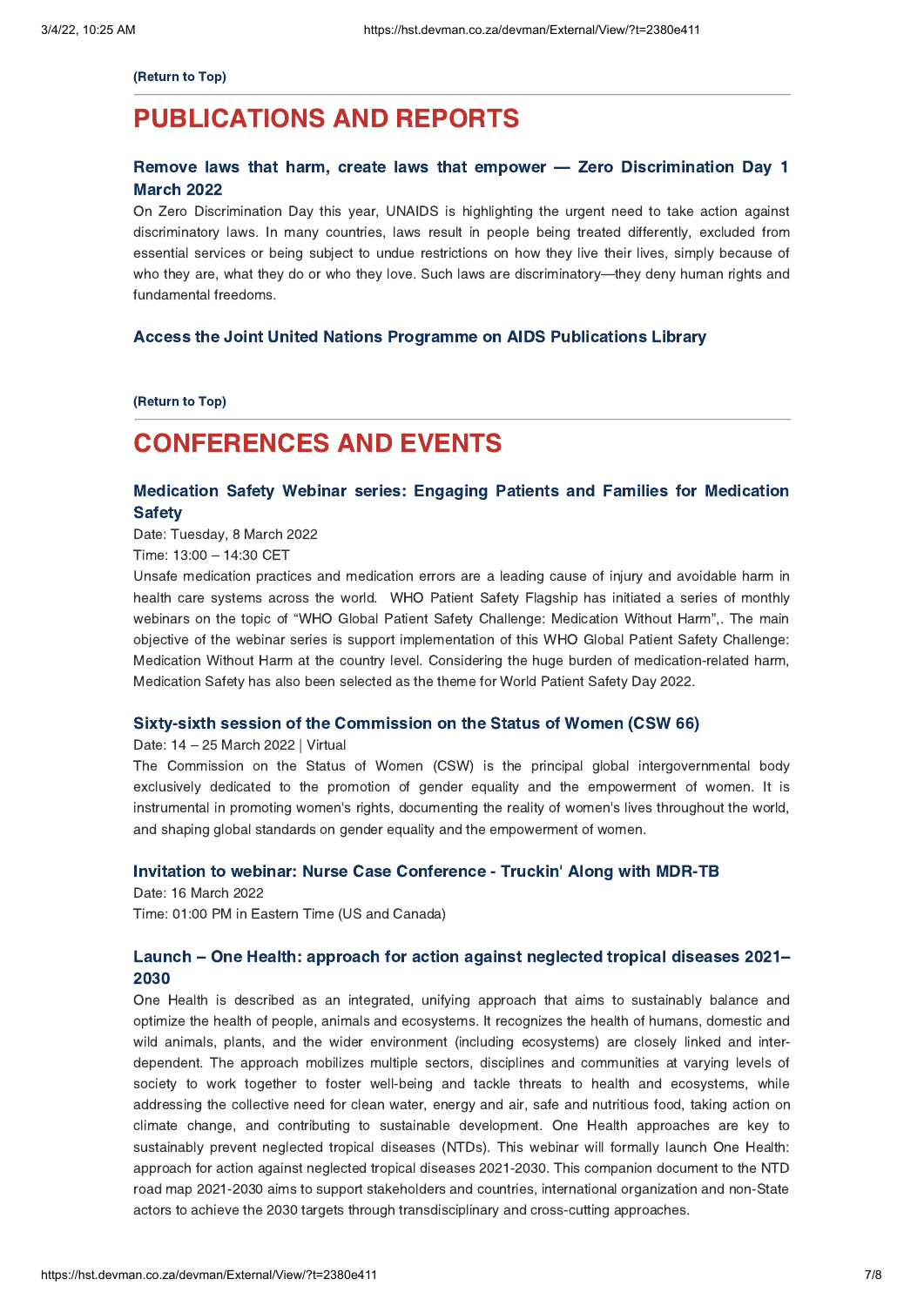**(Return to Top)**

---

# PUBLICATIONS AND REPORTS

### Remove laws that harm, create laws that empower — Zero Discrimination Day 1 March 2022

On Zero Discrimination Day this year, UNAIDS is highlighting the urgent need to take action against discriminatory laws. In many countries, laws result in people being treated differently, excluded from essential services or being subject to undue restrictions on how they live their lives, simply because of who they are, what they do or who they love. Such laws are discriminatory—they deny human rights and fundamental freedoms.

### Access the Joint United Nations Programme on AIDS Publications Library

**(Return to Top)**

---

# CONFERENCES AND EVENTS

### Medication Safety Webinar series: Engaging Patients and Families for Medication Safety

Date: Tuesday, 8 March 2022

Time: 13:00 – 14:30 CET

Unsafe medication practices and medication errors are a leading cause of injury and avoidable harm in health care systems across the world. WHO Patient Safety Flagship has initiated a series of monthly webinars on the topic of "WHO Global Patient Safety Challenge: Medication Without Harm",. The main objective of the webinar series is support implementation of this WHO Global Patient Safety Challenge: Medication Without Harm at the country level. Considering the huge burden of medication-related harm, Medication Safety has also been selected as the theme for World Patient Safety Day 2022.

### Sixty-sixth session of the Commission on the Status of Women (CSW 66)

Date: 14 – 25 March 2022 | Virtual

The Commission on the Status of Women (CSW) is the principal global intergovernmental body exclusively dedicated to the promotion of gender equality and the empowerment of women. It is instrumental in promoting women's rights, documenting the reality of women's lives throughout the world, and shaping global standards on gender equality and the empowerment of women.

### Invitation to webinar: Nurse Case Conference - Truckin' Along with MDR-TB

Date: 16 March 2022

Time: 01:00 PM in Eastern Time (US and Canada)

### Launch – One Health: approach for action against neglected tropical diseases 2021–2030

One Health is described as an integrated, unifying approach that aims to sustainably balance and optimize the health of people, animals and ecosystems. It recognizes the health of humans, domestic and wild animals, plants, and the wider environment (including ecosystems) are closely linked and inter-dependent. The approach mobilizes multiple sectors, disciplines and communities at varying levels of society to work together to foster well-being and tackle threats to health and ecosystems, while addressing the collective need for clean water, energy and air, safe and nutritious food, taking action on climate change, and contributing to sustainable development. One Health approaches are key to sustainably prevent neglected tropical diseases (NTDs). This webinar will formally launch One Health: approach for action against neglected tropical diseases 2021-2030. This companion document to the NTD road map 2021-2030 aims to support stakeholders and countries, international organization and non-State actors to achieve the 2030 targets through transdisciplinary and cross-cutting approaches.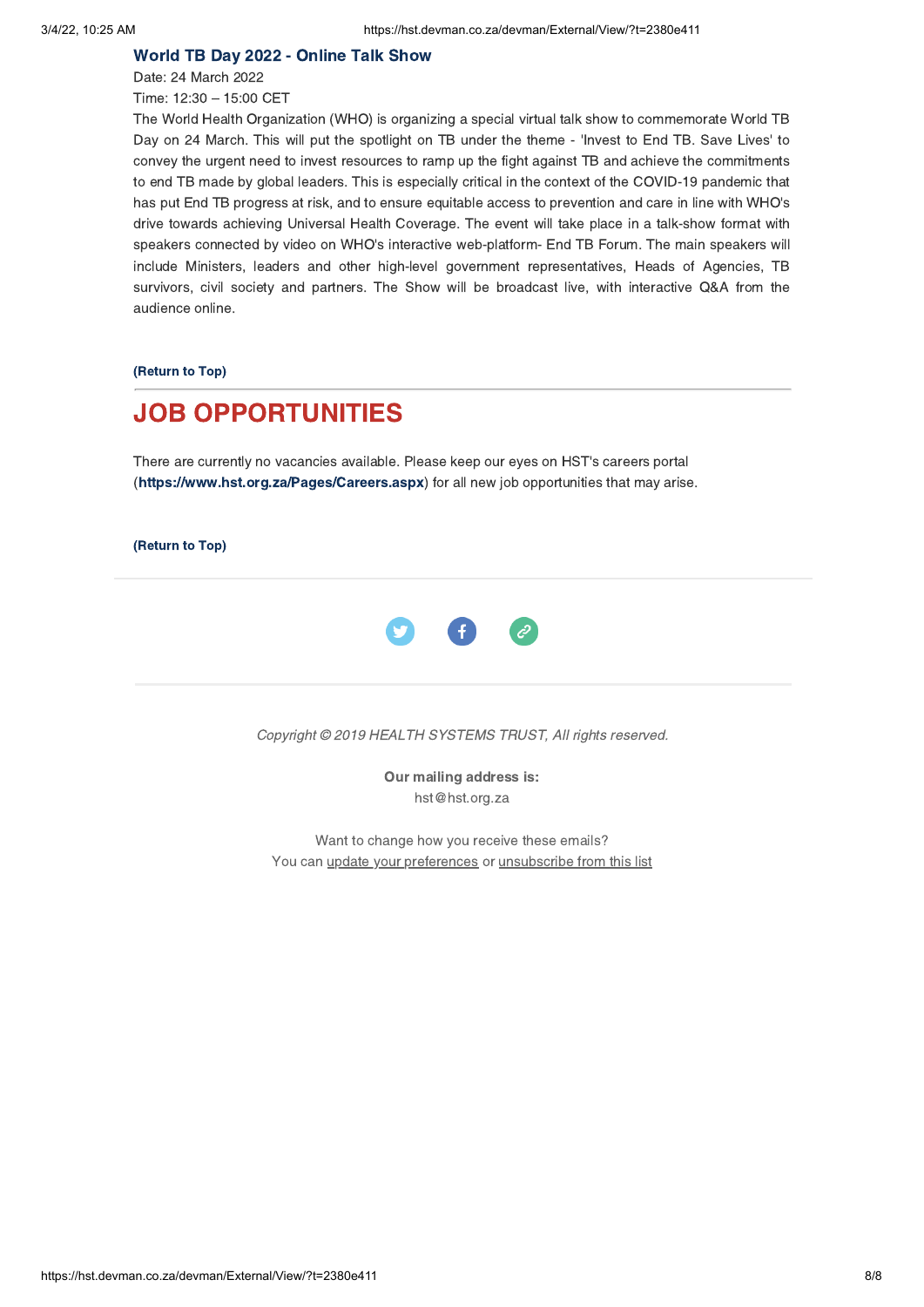### World TB Day 2022 - Online Talk Show

Date: 24 March 2022

Time: 12:30 – 15:00 CET

The World Health Organization (WHO) is organizing a special virtual talk show to commemorate World TB Day on 24 March. This will put the spotlight on TB under the theme - 'Invest to End TB. Save Lives' to convey the urgent need to invest resources to ramp up the fight against TB and achieve the commitments to end TB made by global leaders. This is especially critical in the context of the COVID-19 pandemic that has put End TB progress at risk, and to ensure equitable access to prevention and care in line with WHO's drive towards achieving Universal Health Coverage. The event will take place in a talk-show format with speakers connected by video on WHO's interactive web-platform- End TB Forum. The main speakers will include Ministers, leaders and other high-level government representatives, Heads of Agencies, TB survivors, civil society and partners. The Show will be broadcast live, with interactive Q&A from the audience online.

**(Return to Top)**

---

## JOB OPPORTUNITIES

There are currently no vacancies available. Please keep our eyes on HST's careers portal (**https://www.hst.org.za/Pages/Careers.aspx**) for all new job opportunities that may arise.

**(Return to Top)**

---

*Copyright © 2019 HEALTH SYSTEMS TRUST, All rights reserved.*

**Our mailing address is:**
hst@hst.org.za

Want to change how you receive these emails?
You can update your preferences or unsubscribe from this list